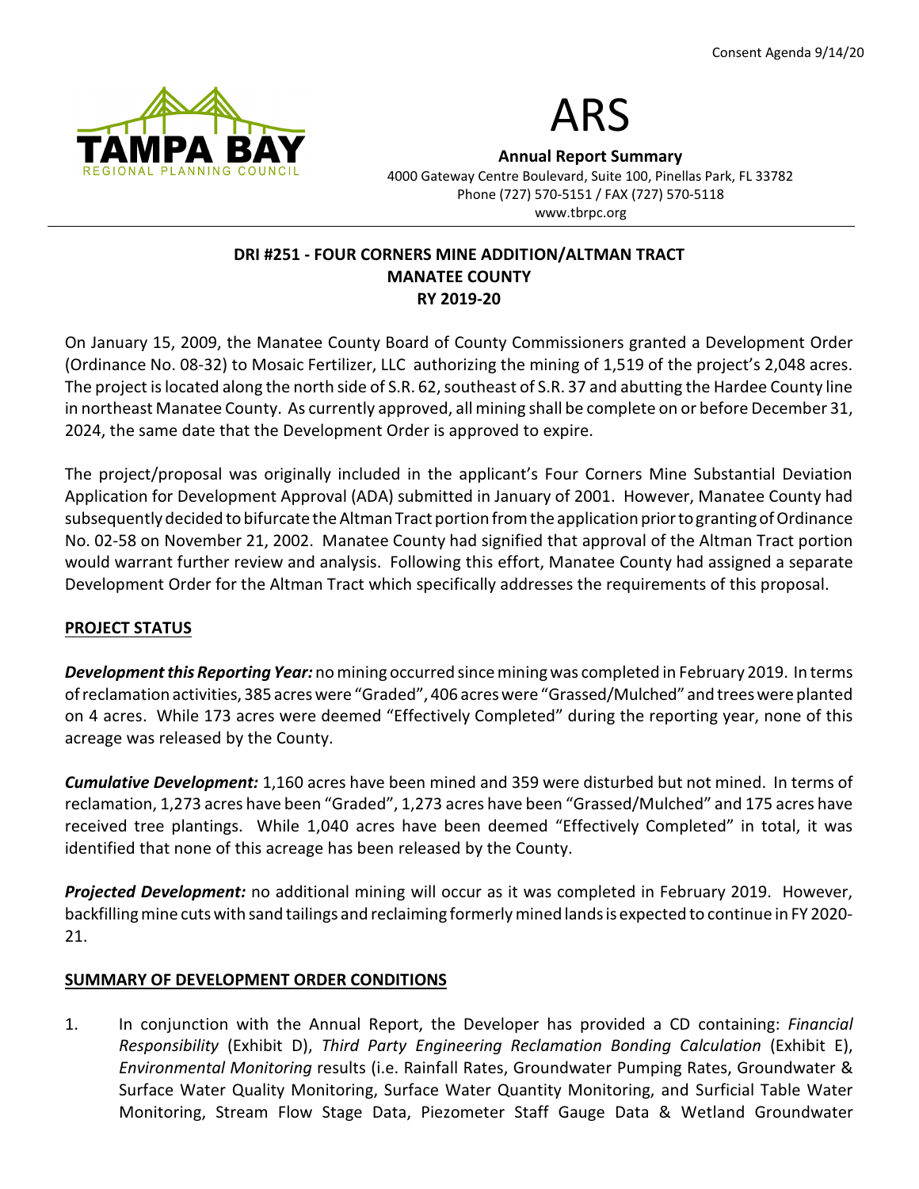Consent Agenda 9/14/20

TAMPA BAY
REGIONAL PLANNING COUNCIL

# ARS

**Annual Report Summary**
4000 Gateway Centre Boulevard, Suite 100, Pinellas Park, FL 33782
Phone (727) 570-5151 / FAX (727) 570-5118
www.tbrpc.org

**DRI #251 - FOUR CORNERS MINE ADDITION/ALTMAN TRACT**
**MANATEE COUNTY**
**RY 2019-20**

On January 15, 2009, the Manatee County Board of County Commissioners granted a Development Order (Ordinance No. 08-32) to Mosaic Fertilizer, LLC authorizing the mining of 1,519 of the project's 2,048 acres. The project is located along the north side of S.R. 62, southeast of S.R. 37 and abutting the Hardee County line in northeast Manatee County. As currently approved, all mining shall be complete on or before December 31, 2024, the same date that the Development Order is approved to expire.

The project/proposal was originally included in the applicant's Four Corners Mine Substantial Deviation Application for Development Approval (ADA) submitted in January of 2001. However, Manatee County had subsequently decided to bifurcate the Altman Tract portion from the application prior to granting of Ordinance No. 02-58 on November 21, 2002. Manatee County had signified that approval of the Altman Tract portion would warrant further review and analysis. Following this effort, Manatee County had assigned a separate Development Order for the Altman Tract which specifically addresses the requirements of this proposal.

## PROJECT STATUS

***Development this Reporting Year:*** no mining occurred since mining was completed in February 2019. In terms of reclamation activities, 385 acres were "Graded", 406 acres were "Grassed/Mulched" and trees were planted on 4 acres. While 173 acres were deemed "Effectively Completed" during the reporting year, none of this acreage was released by the County.

***Cumulative Development:*** 1,160 acres have been mined and 359 were disturbed but not mined. In terms of reclamation, 1,273 acres have been "Graded", 1,273 acres have been "Grassed/Mulched" and 175 acres have received tree plantings. While 1,040 acres have been deemed "Effectively Completed" in total, it was identified that none of this acreage has been released by the County.

***Projected Development:*** no additional mining will occur as it was completed in February 2019. However, backfilling mine cuts with sand tailings and reclaiming formerly mined lands is expected to continue in FY 2020-21.

## SUMMARY OF DEVELOPMENT ORDER CONDITIONS

1. In conjunction with the Annual Report, the Developer has provided a CD containing: *Financial Responsibility* (Exhibit D), *Third Party Engineering Reclamation Bonding Calculation* (Exhibit E), *Environmental Monitoring* results (i.e. Rainfall Rates, Groundwater Pumping Rates, Groundwater & Surface Water Quality Monitoring, Surface Water Quantity Monitoring, and Surficial Table Water Monitoring, Stream Flow Stage Data, Piezometer Staff Gauge Data & Wetland Groundwater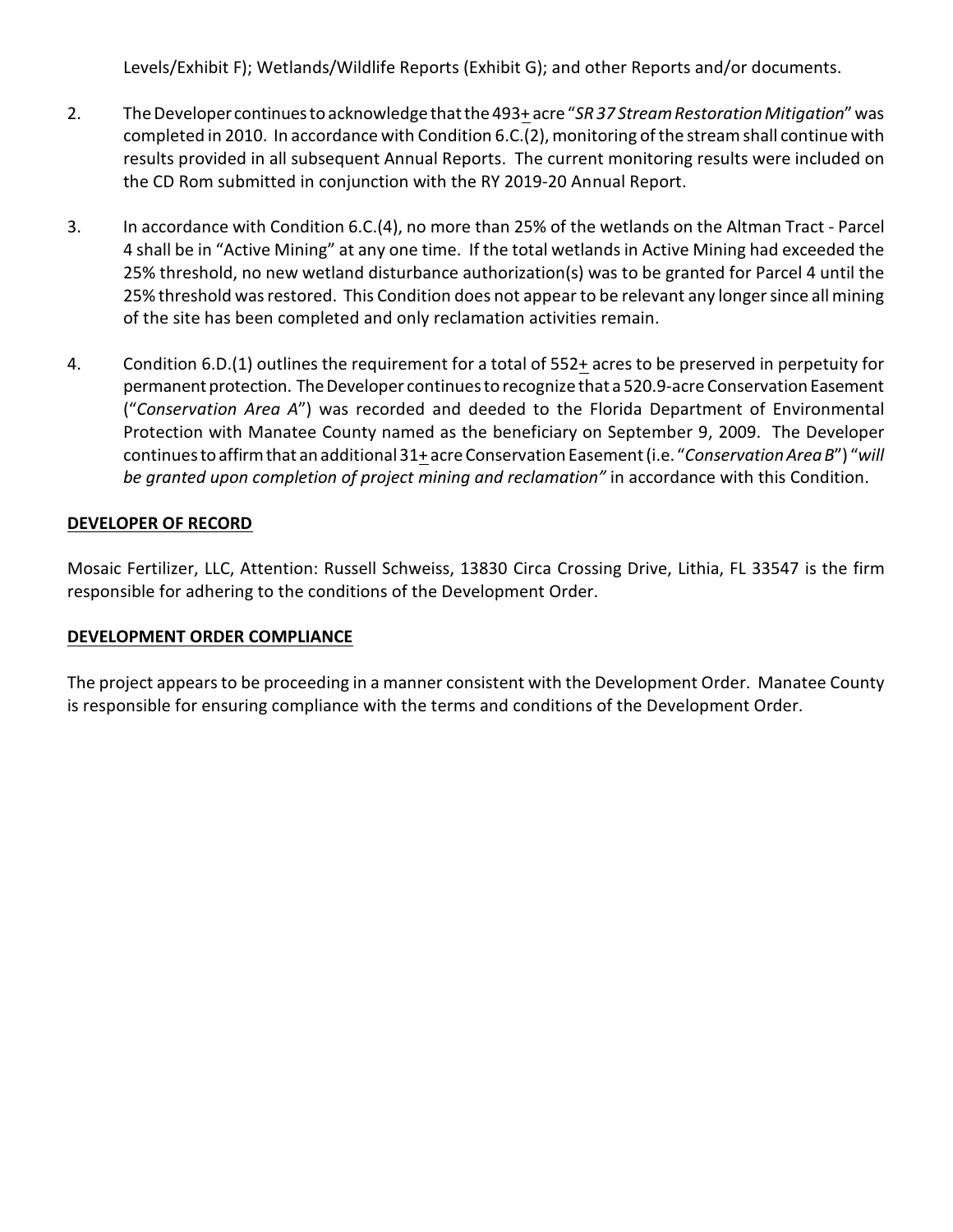Levels/Exhibit F); Wetlands/Wildlife Reports (Exhibit G); and other Reports and/or documents.

2. The Developer continues to acknowledge that the 493+ acre "*SR 37 Stream Restoration Mitigation*" was completed in 2010. In accordance with Condition 6.C.(2), monitoring of the stream shall continue with results provided in all subsequent Annual Reports. The current monitoring results were included on the CD Rom submitted in conjunction with the RY 2019-20 Annual Report.

3. In accordance with Condition 6.C.(4), no more than 25% of the wetlands on the Altman Tract - Parcel 4 shall be in "Active Mining" at any one time. If the total wetlands in Active Mining had exceeded the 25% threshold, no new wetland disturbance authorization(s) was to be granted for Parcel 4 until the 25% threshold was restored. This Condition does not appear to be relevant any longer since all mining of the site has been completed and only reclamation activities remain.

4. Condition 6.D.(1) outlines the requirement for a total of 552+ acres to be preserved in perpetuity for permanent protection. The Developer continues to recognize that a 520.9-acre Conservation Easement ("*Conservation Area A*") was recorded and deeded to the Florida Department of Environmental Protection with Manatee County named as the beneficiary on September 9, 2009. The Developer continues to affirm that an additional 31+ acre Conservation Easement (i.e. "*Conservation Area B*") "*will be granted upon completion of project mining and reclamation"* in accordance with this Condition.

## DEVELOPER OF RECORD

Mosaic Fertilizer, LLC, Attention: Russell Schweiss, 13830 Circa Crossing Drive, Lithia, FL 33547 is the firm responsible for adhering to the conditions of the Development Order.

## DEVELOPMENT ORDER COMPLIANCE

The project appears to be proceeding in a manner consistent with the Development Order. Manatee County is responsible for ensuring compliance with the terms and conditions of the Development Order.